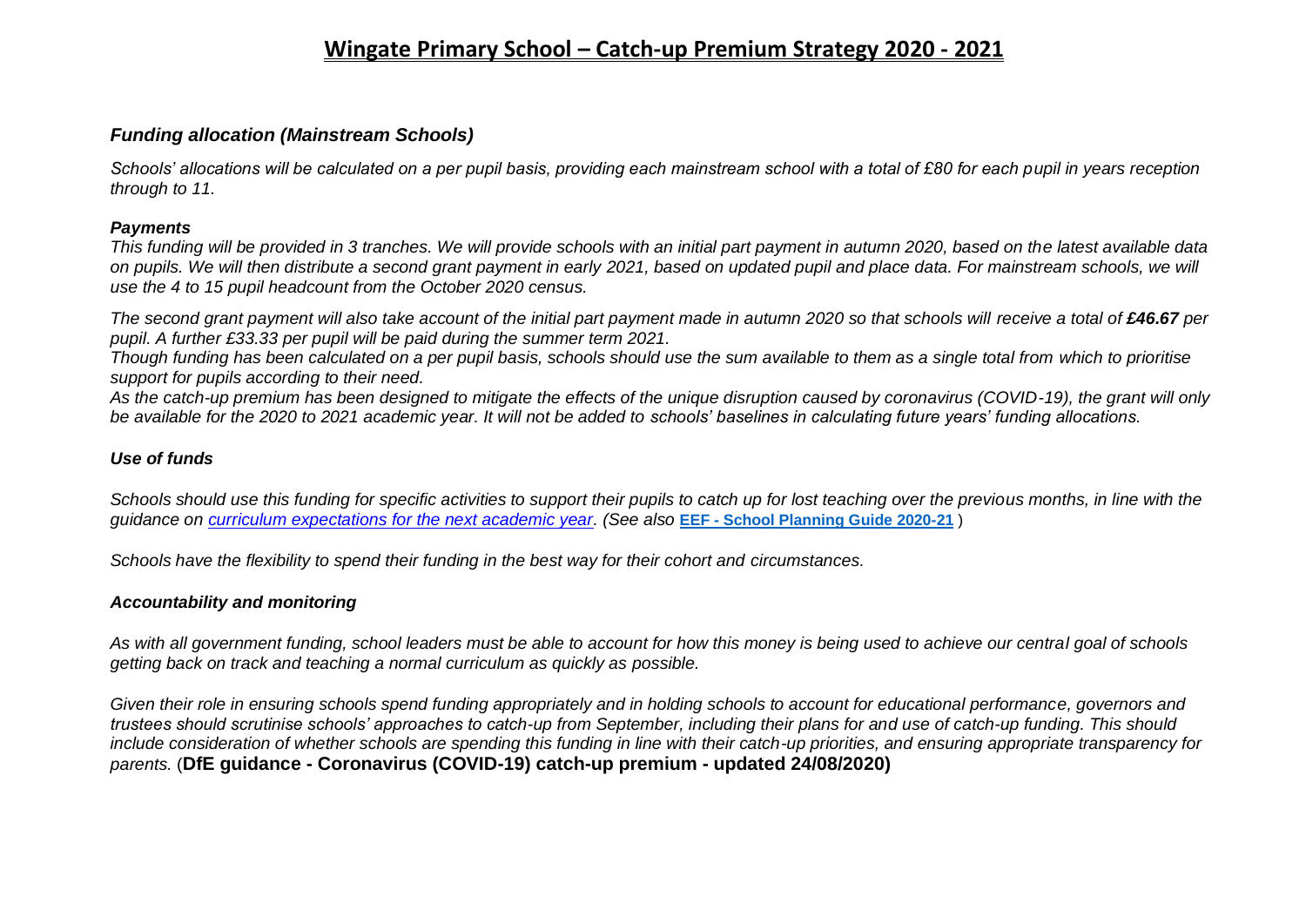# Wingate Primary School – Catch-up Premium Strategy 2020 - 2021

### *Funding allocation (Mainstream Schools)*

*Schools' allocations will be calculated on a per pupil basis, providing each mainstream school with a total of £80 for each pupil in years reception through to 11.*

***Payments***

*This funding will be provided in 3 tranches. We will provide schools with an initial part payment in autumn 2020, based on the latest available data on pupils. We will then distribute a second grant payment in early 2021, based on updated pupil and place data. For mainstream schools, we will use the 4 to 15 pupil headcount from the October 2020 census.*

*The second grant payment will also take account of the initial part payment made in autumn 2020 so that schools will receive a total of **£46.67** per pupil. A further £33.33 per pupil will be paid during the summer term 2021.*

*Though funding has been calculated on a per pupil basis, schools should use the sum available to them as a single total from which to prioritise support for pupils according to their need.*

*As the catch-up premium has been designed to mitigate the effects of the unique disruption caused by coronavirus (COVID-19), the grant will only be available for the 2020 to 2021 academic year. It will not be added to schools' baselines in calculating future years' funding allocations.*

### *Use of funds*

*Schools should use this funding for specific activities to support their pupils to catch up for lost teaching over the previous months, in line with the guidance on curriculum expectations for the next academic year. (See also* **EEF - School Planning Guide 2020-21** )

*Schools have the flexibility to spend their funding in the best way for their cohort and circumstances.*

### *Accountability and monitoring*

*As with all government funding, school leaders must be able to account for how this money is being used to achieve our central goal of schools getting back on track and teaching a normal curriculum as quickly as possible.*

*Given their role in ensuring schools spend funding appropriately and in holding schools to account for educational performance, governors and trustees should scrutinise schools' approaches to catch-up from September, including their plans for and use of catch-up funding. This should include consideration of whether schools are spending this funding in line with their catch-up priorities, and ensuring appropriate transparency for parents.* (**DfE guidance - Coronavirus (COVID-19) catch-up premium - updated 24/08/2020)**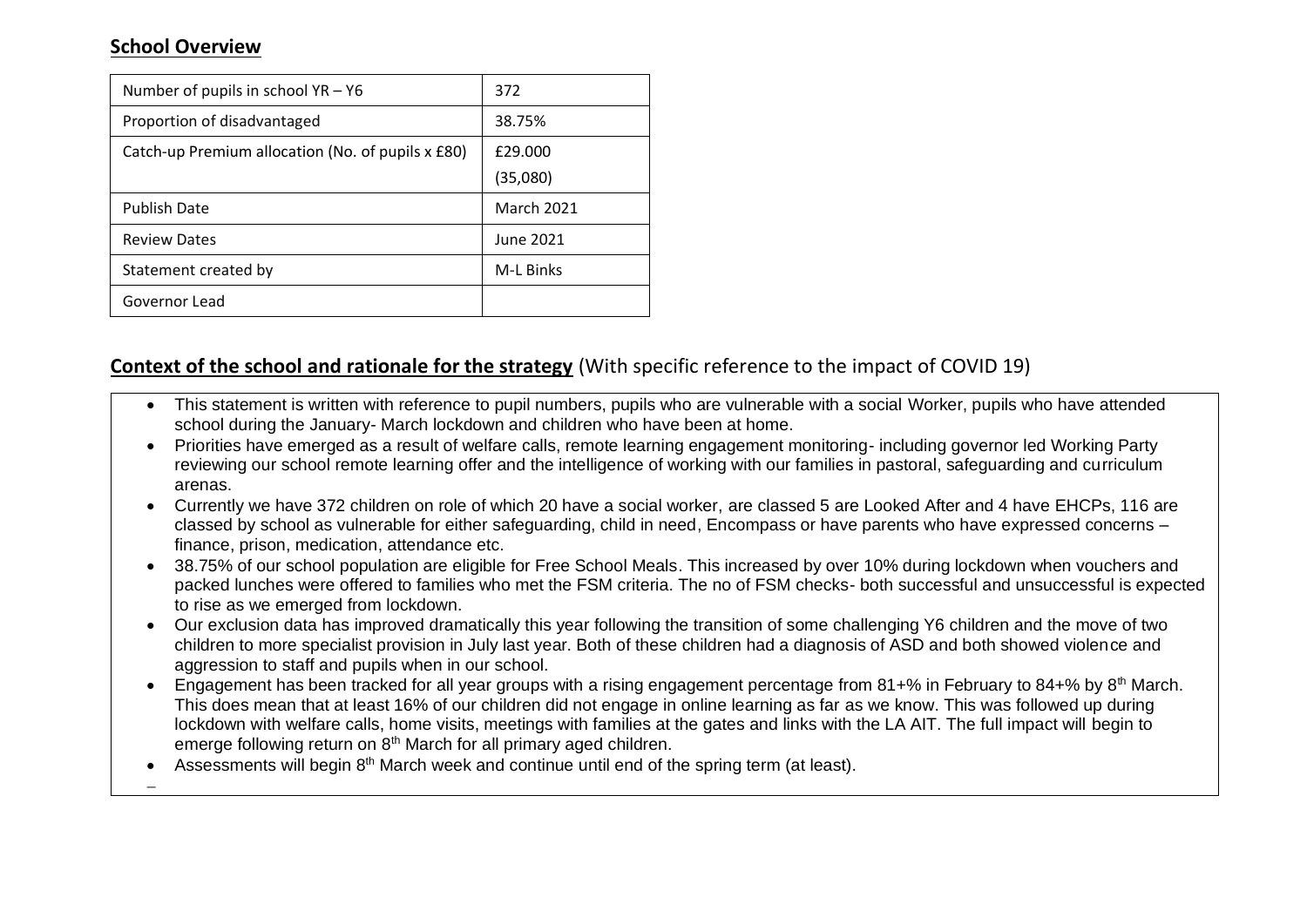## School Overview

| Number of pupils in school YR – Y6 | 372 |
|---|---|
| Proportion of disadvantaged | 38.75% |
| Catch-up Premium allocation (No. of pupils x £80) | £29.000<br>(35,080) |
| Publish Date | March 2021 |
| Review Dates | June 2021 |
| Statement created by | M-L Binks |
| Governor Lead | |

## Context of the school and rationale for the strategy (With specific reference to the impact of COVID 19)

- This statement is written with reference to pupil numbers, pupils who are vulnerable with a social Worker, pupils who have attended school during the January- March lockdown and children who have been at home.
- Priorities have emerged as a result of welfare calls, remote learning engagement monitoring- including governor led Working Party reviewing our school remote learning offer and the intelligence of working with our families in pastoral, safeguarding and curriculum arenas.
- Currently we have 372 children on role of which 20 have a social worker, are classed 5 are Looked After and 4 have EHCPs, 116 are classed by school as vulnerable for either safeguarding, child in need, Encompass or have parents who have expressed concerns – finance, prison, medication, attendance etc.
- 38.75% of our school population are eligible for Free School Meals. This increased by over 10% during lockdown when vouchers and packed lunches were offered to families who met the FSM criteria. The no of FSM checks- both successful and unsuccessful is expected to rise as we emerged from lockdown.
- Our exclusion data has improved dramatically this year following the transition of some challenging Y6 children and the move of two children to more specialist provision in July last year. Both of these children had a diagnosis of ASD and both showed violence and aggression to staff and pupils when in our school.
- Engagement has been tracked for all year groups with a rising engagement percentage from 81+% in February to 84+% by 8th March. This does mean that at least 16% of our children did not engage in online learning as far as we know. This was followed up during lockdown with welfare calls, home visits, meetings with families at the gates and links with the LA AIT. The full impact will begin to emerge following return on 8th March for all primary aged children.
- Assessments will begin 8th March week and continue until end of the spring term (at least).

–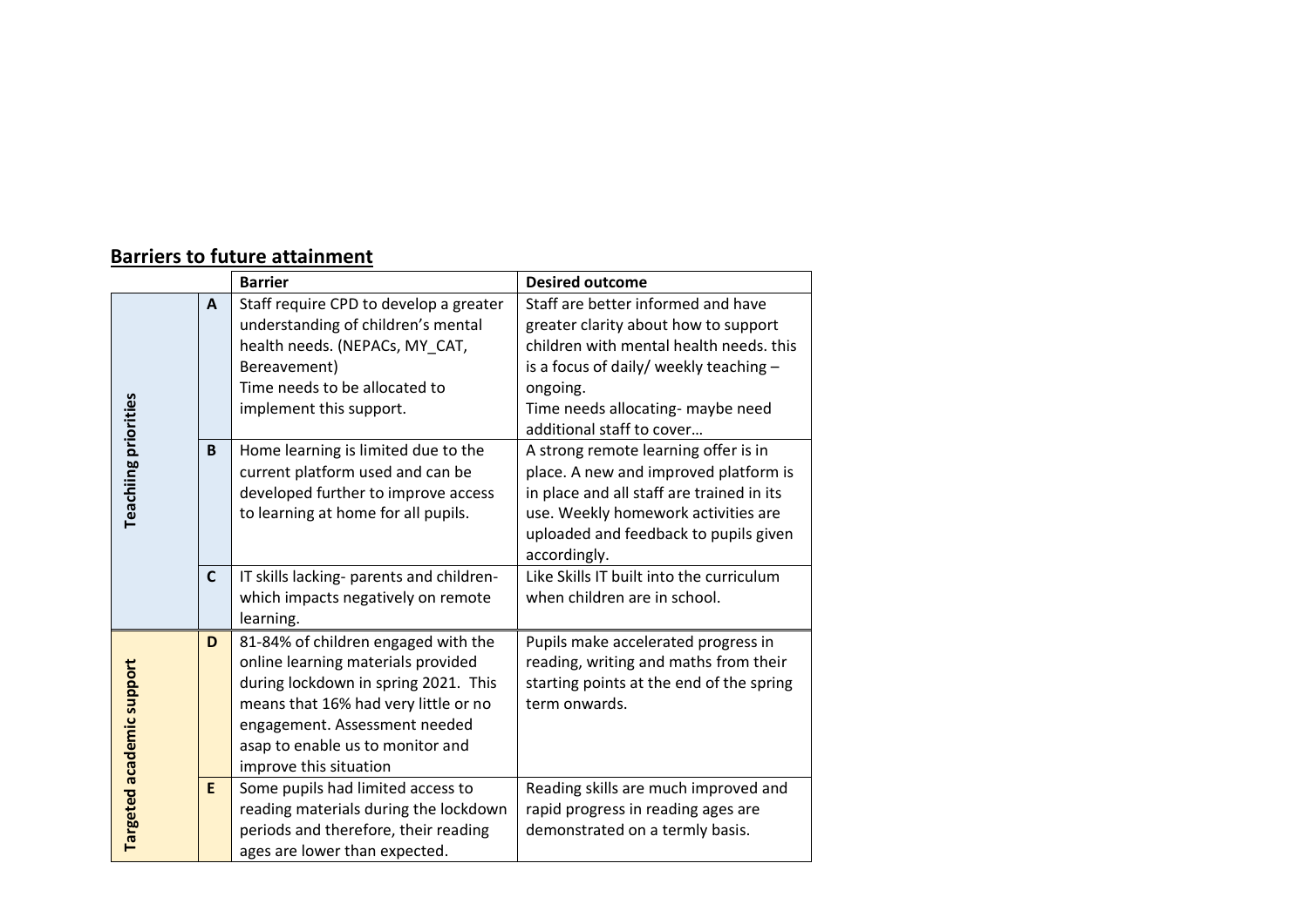## Barriers to future attainment

| | | Barrier | Desired outcome |
|---|---|---|---|
| **Teachiing priorities** | **A** | Staff require CPD to develop a greater understanding of children's mental health needs. (NEPACs, MY_CAT, Bereavement)<br>Time needs to be allocated to implement this support. | Staff are better informed and have greater clarity about how to support children with mental health needs. this is a focus of daily/ weekly teaching – ongoing.<br>Time needs allocating- maybe need additional staff to cover… |
| | **B** | Home learning is limited due to the current platform used and can be developed further to improve access to learning at home for all pupils. | A strong remote learning offer is in place. A new and improved platform is in place and all staff are trained in its use. Weekly homework activities are uploaded and feedback to pupils given accordingly. |
| | **C** | IT skills lacking- parents and children- which impacts negatively on remote learning. | Like Skills IT built into the curriculum when children are in school. |
| **Targeted academic support** | **D** | 81-84% of children engaged with the online learning materials provided during lockdown in spring 2021. This means that 16% had very little or no engagement. Assessment needed asap to enable us to monitor and improve this situation | Pupils make accelerated progress in reading, writing and maths from their starting points at the end of the spring term onwards. |
| | **E** | Some pupils had limited access to reading materials during the lockdown periods and therefore, their reading ages are lower than expected. | Reading skills are much improved and rapid progress in reading ages are demonstrated on a termly basis. |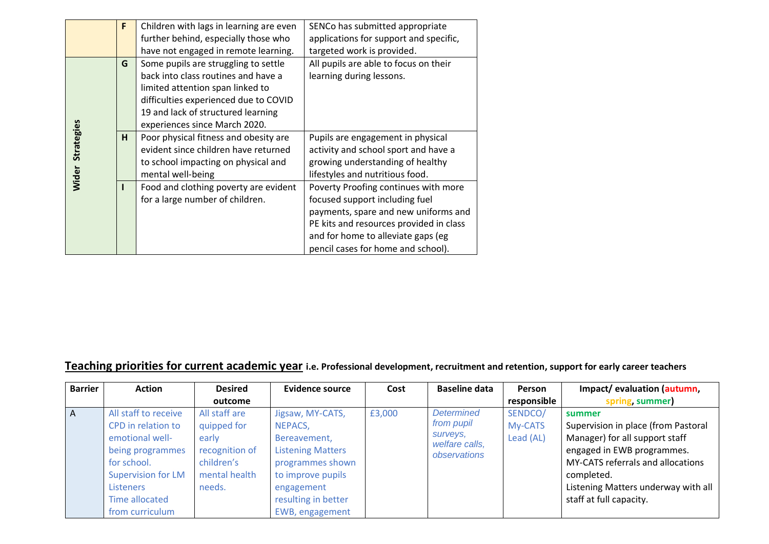| | | | |
|---|---|---|---|
| | F | Children with lags in learning are even further behind, especially those who have not engaged in remote learning. | SENCo has submitted appropriate applications for support and specific, targeted work is provided. |
| Wider Strategies | G | Some pupils are struggling to settle back into class routines and have a limited attention span linked to difficulties experienced due to COVID 19 and lack of structured learning experiences since March 2020. | All pupils are able to focus on their learning during lessons. |
| | H | Poor physical fitness and obesity are evident since children have returned to school impacting on physical and mental well-being | Pupils are engagement in physical activity and school sport and have a growing understanding of healthy lifestyles and nutritious food. |
| | I | Food and clothing poverty are evident for a large number of children. | Poverty Proofing continues with more focused support including fuel payments, spare and new uniforms and PE kits and resources provided in class and for home to alleviate gaps (eg pencil cases for home and school). |

## Teaching priorities for current academic year **i.e. Professional development, recruitment and retention, support for early career teachers**

| Barrier | Action | Desired outcome | Evidence source | Cost | Baseline data | Person responsible | Impact/ evaluation (autumn, spring, summer) |
|---|---|---|---|---|---|---|---|
| A | All staff to receive CPD in relation to emotional well-being programmes for school. Supervision for LM Listeners Time allocated from curriculum | All staff are quipped for early recognition of children's mental health needs. | Jigsaw, MY-CATS, NEPACS, Bereavement, Listening Matters programmes shown to improve pupils engagement resulting in better EWB, engagement | £3,000 | *Determined from pupil surveys, welfare calls, observations* | SENDCO/ My-CATS Lead (AL) | **summer** Supervision in place (from Pastoral Manager) for all support staff engaged in EWB programmes. MY-CATS referrals and allocations completed. Listening Matters underway with all staff at full capacity. |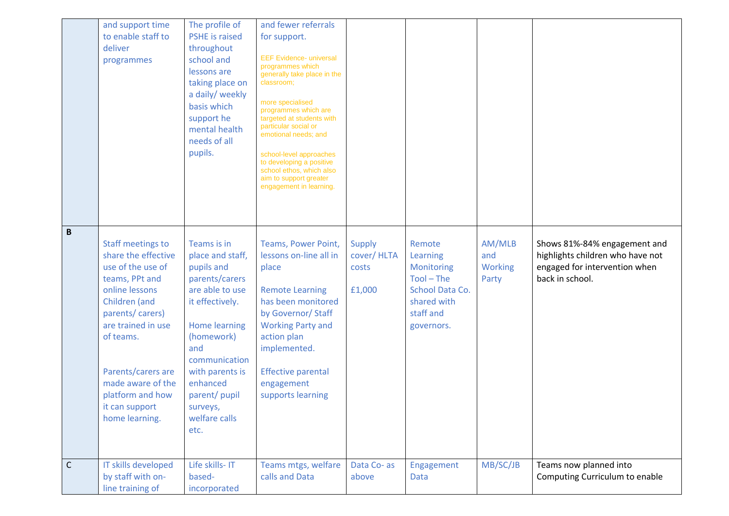| | | | | | | | |
|---|---|---|---|---|---|---|---|
| | and support time to enable staff to deliver programmes | The profile of PSHE is raised throughout school and lessons are taking place on a daily/ weekly basis which support he mental health needs of all pupils. | and fewer referrals for support.<br><br>EEF Evidence- universal programmes which generally take place in the classroom;<br><br>more specialised programmes which are targeted at students with particular social or emotional needs; and<br><br>school-level approaches to developing a positive school ethos, which also aim to support greater engagement in learning. | | | | |
| **B** | Staff meetings to share the effective use of the use of teams, PPt and online lessons Children (and parents/ carers) are trained in use of teams.<br><br>Parents/carers are made aware of the platform and how it can support home learning. | Teams is in place and staff, pupils and parents/carers are able to use it effectively.<br><br>Home learning (homework) and communication with parents is enhanced parent/ pupil surveys, welfare calls etc. | Teams, Power Point, lessons on-line all in place<br><br>Remote Learning has been monitored by Governor/ Staff Working Party and action plan implemented.<br><br>Effective parental engagement supports learning | Supply cover/ HLTA costs<br><br>£1,000 | Remote Learning Monitoring Tool – The School Data Co. shared with staff and governors. | AM/MLB and Working Party | Shows 81%-84% engagement and highlights children who have not engaged for intervention when back in school. |
| C | IT skills developed by staff with on-line training of | Life skills- IT based- incorporated | Teams mtgs, welfare calls and Data | Data Co- as above | Engagement Data | MB/SC/JB | Teams now planned into Computing Curriculum to enable |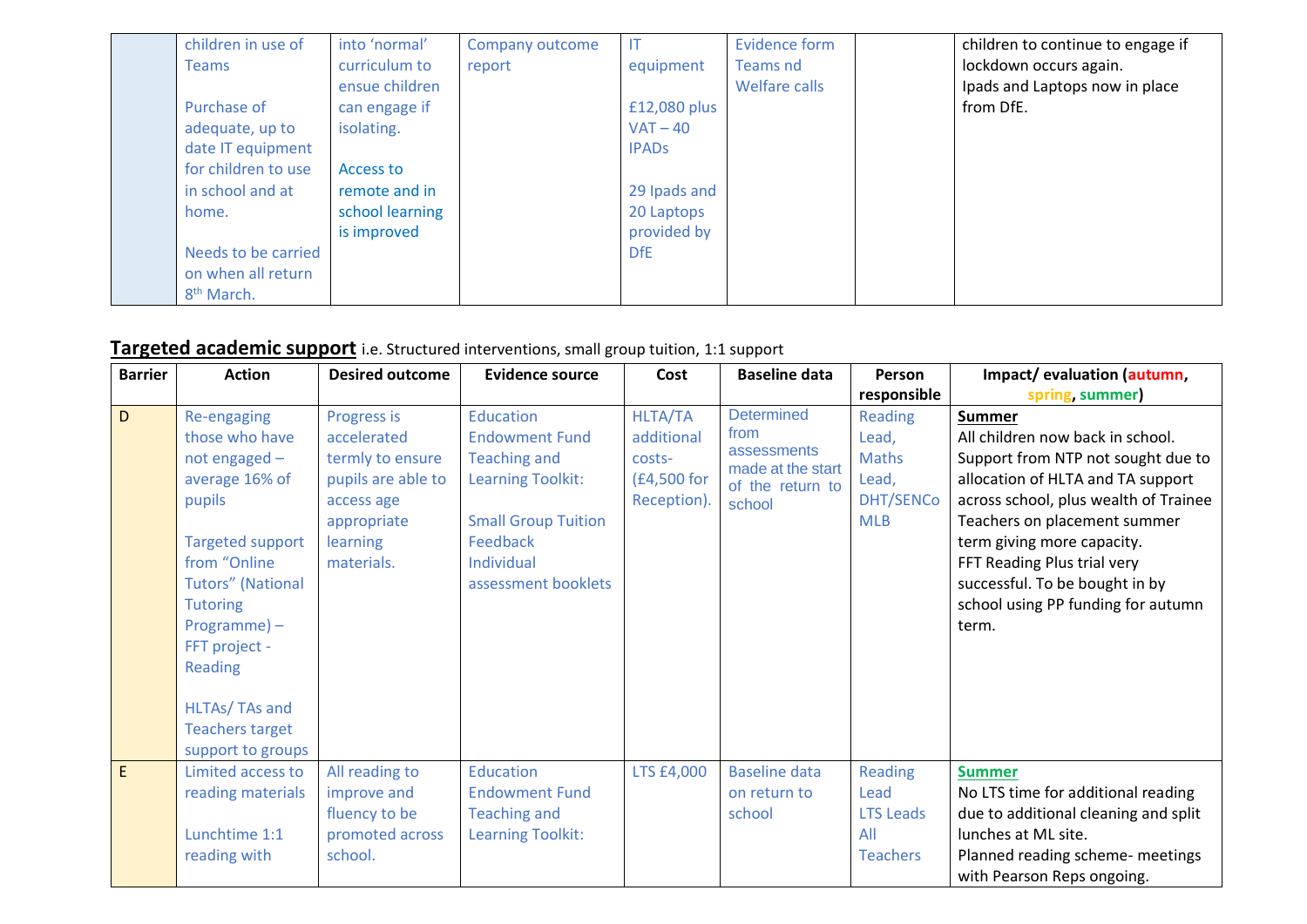| | | | | | | | |
|---|---|---|---|---|---|---|---|
| | children in use of Teams<br><br>Purchase of adequate, up to date IT equipment for children to use in school and at home.<br><br>Needs to be carried on when all return 8th March. | into 'normal' curriculum to ensue children can engage if isolating.<br><br>Access to remote and in school learning is improved | Company outcome report | IT equipment<br><br>£12,080 plus VAT – 40 IPADs<br><br>29 Ipads and 20 Laptops provided by DfE | Evidence form Teams nd Welfare calls | | children to continue to engage if lockdown occurs again.<br>Ipads and Laptops now in place from DfE. |

## **Targeted academic support** i.e. Structured interventions, small group tuition, 1:1 support

| Barrier | Action | Desired outcome | Evidence source | Cost | Baseline data | Person responsible | Impact/ evaluation (autumn, spring, summer) |
|---|---|---|---|---|---|---|---|
| D | Re-engaging those who have not engaged – average 16% of pupils<br><br>Targeted support from "Online Tutors" (National Tutoring Programme) – FFT project - Reading<br><br>HLTAs/ TAs and Teachers target support to groups | Progress is accelerated termly to ensure pupils are able to access age appropriate learning materials. | Education Endowment Fund Teaching and Learning Toolkit:<br><br>Small Group Tuition<br>Feedback<br>Individual assessment booklets | HLTA/TA additional costs- (£4,500 for Reception). | Determined from assessments made at the start of the return to school | Reading Lead,<br>Maths Lead,<br>DHT/SENCo<br>MLB | **Summer**<br>All children now back in school.<br>Support from NTP not sought due to allocation of HLTA and TA support across school, plus wealth of Trainee Teachers on placement summer term giving more capacity.<br>FFT Reading Plus trial very successful. To be bought in by school using PP funding for autumn term. |
| E | Limited access to reading materials<br><br>Lunchtime 1:1 reading with | All reading to improve and fluency to be promoted across school. | Education Endowment Fund Teaching and Learning Toolkit: | LTS £4,000 | Baseline data on return to school | Reading Lead<br>LTS Leads<br>All Teachers | **Summer**<br>No LTS time for additional reading due to additional cleaning and split lunches at ML site.<br>Planned reading scheme- meetings with Pearson Reps ongoing. |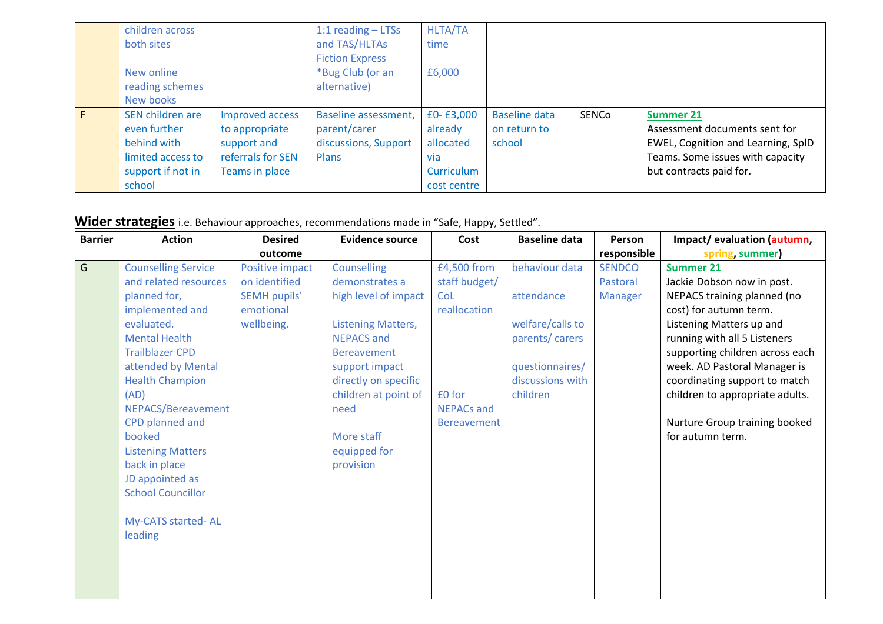| | | | | | | | |
|---|---|---|---|---|---|---|---|
| | children across both sites<br><br>New online reading schemes<br>New books | | 1:1 reading – LTSs and TAS/HLTAs<br>Fiction Express<br>*Bug Club (or an alternative) | HLTA/TA time<br><br>£6,000 | | | |
| F | SEN children are even further behind with limited access to support if not in school | Improved access to appropriate support and referrals for SEN Teams in place | Baseline assessment, parent/carer discussions, Support Plans | £0- £3,000 already allocated via Curriculum cost centre | Baseline data on return to school | SENCo | **Summer 21**<br>Assessment documents sent for EWEL, Cognition and Learning, SpID Teams. Some issues with capacity but contracts paid for. |

**Wider strategies** i.e. Behaviour approaches, recommendations made in "Safe, Happy, Settled".

| Barrier | Action | Desired outcome | Evidence source | Cost | Baseline data | Person responsible | Impact/ evaluation (autumn, spring, summer) |
|---|---|---|---|---|---|---|---|
| G | Counselling Service and related resources planned for, implemented and evaluated.<br>Mental Health Trailblazer CPD attended by Mental Health Champion (AD)<br>NEPACS/Bereavement CPD planned and booked<br>Listening Matters back in place<br>JD appointed as School Councillor<br><br>My-CATS started- AL leading | Positive impact on identified SEMH pupils' emotional wellbeing. | Counselling demonstrates a high level of impact<br><br>Listening Matters, NEPACS and Bereavement support impact directly on specific children at point of need<br><br>More staff equipped for provision | £4,500 from staff budget/ CoL reallocation<br><br><br><br>£0 for NEPACs and Bereavement | behaviour data<br><br>attendance<br><br>welfare/calls to parents/ carers<br><br>questionnaires/ discussions with children | SENDCO<br>Pastoral Manager | **Summer 21**<br>Jackie Dobson now in post. NEPACS training planned (no cost) for autumn term. Listening Matters up and running with all 5 Listeners supporting children across each week. AD Pastoral Manager is coordinating support to match children to appropriate adults.<br><br>Nurture Group training booked for autumn term. |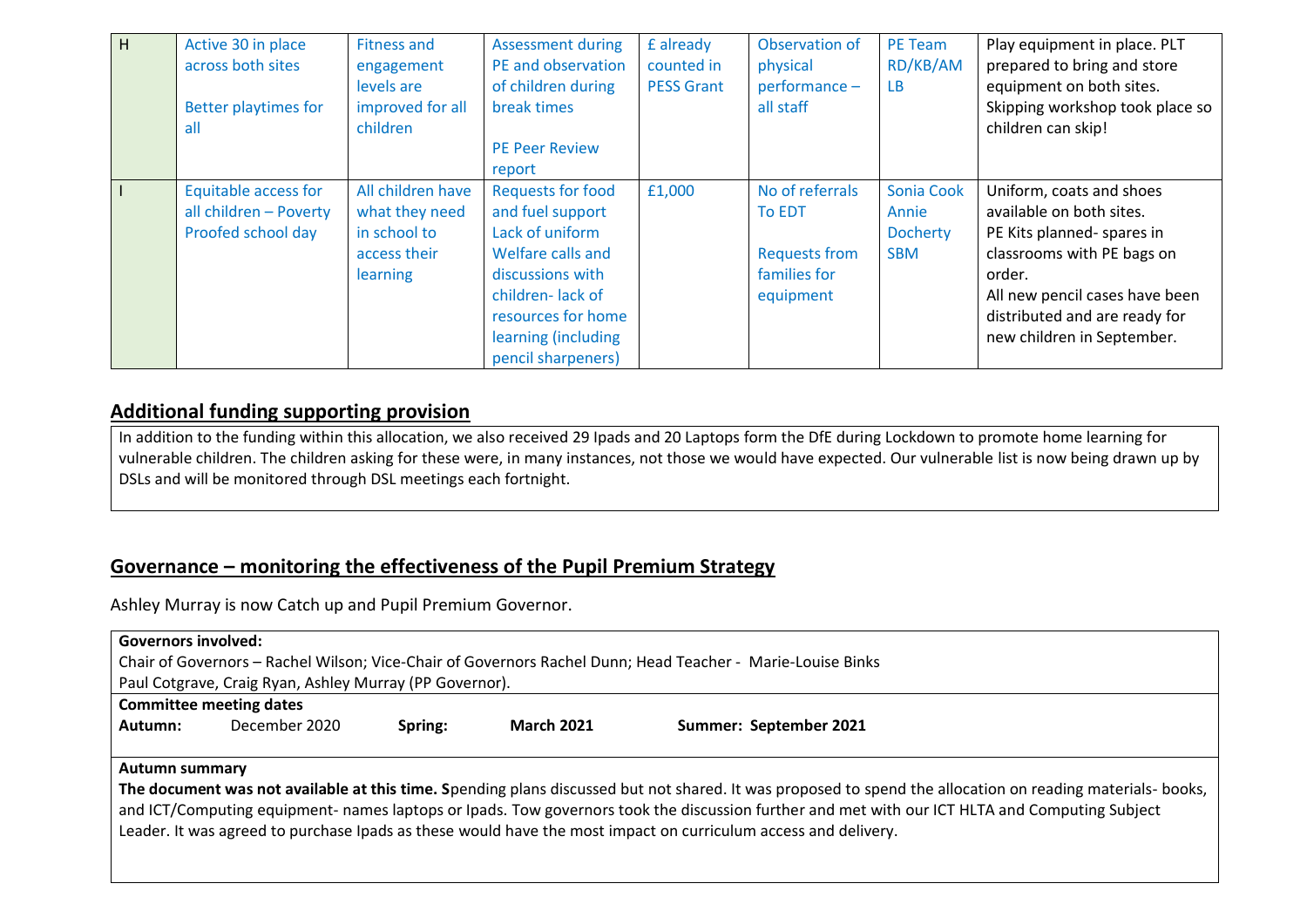| H | Active 30 in place across both sites<br><br>Better playtimes for all | Fitness and engagement levels are improved for all children | Assessment during PE and observation of children during break times<br><br>PE Peer Review report | £ already counted in PESS Grant | Observation of physical performance – all staff | PE Team RD/KB/AM LB | Play equipment in place. PLT prepared to bring and store equipment on both sites. Skipping workshop took place so children can skip! |
|---|---|---|---|---|---|---|---|
| I | Equitable access for all children – Poverty Proofed school day | All children have what they need in school to access their learning | Requests for food and fuel support Lack of uniform Welfare calls and discussions with children- lack of resources for home learning (including pencil sharpeners) | £1,000 | No of referrals To EDT<br><br>Requests from families for equipment | Sonia Cook Annie Docherty SBM | Uniform, coats and shoes available on both sites.<br>PE Kits planned- spares in classrooms with PE bags on order.<br>All new pencil cases have been distributed and are ready for new children in September. |

## Additional funding supporting provision

In addition to the funding within this allocation, we also received 29 Ipads and 20 Laptops form the DfE during Lockdown to promote home learning for vulnerable children. The children asking for these were, in many instances, not those we would have expected. Our vulnerable list is now being drawn up by DSLs and will be monitored through DSL meetings each fortnight.

## Governance – monitoring the effectiveness of the Pupil Premium Strategy

Ashley Murray is now Catch up and Pupil Premium Governor.

**Governors involved:**
Chair of Governors – Rachel Wilson; Vice-Chair of Governors Rachel Dunn; Head Teacher - Marie-Louise Binks
Paul Cotgrave, Craig Ryan, Ashley Murray (PP Governor).

**Committee meeting dates**
**Autumn:** December 2020 **Spring:** **March 2021** **Summer: September 2021**

**Autumn summary**
**The document was not available at this time. S**pending plans discussed but not shared. It was proposed to spend the allocation on reading materials- books, and ICT/Computing equipment- names laptops or Ipads. Tow governors took the discussion further and met with our ICT HLTA and Computing Subject Leader. It was agreed to purchase Ipads as these would have the most impact on curriculum access and delivery.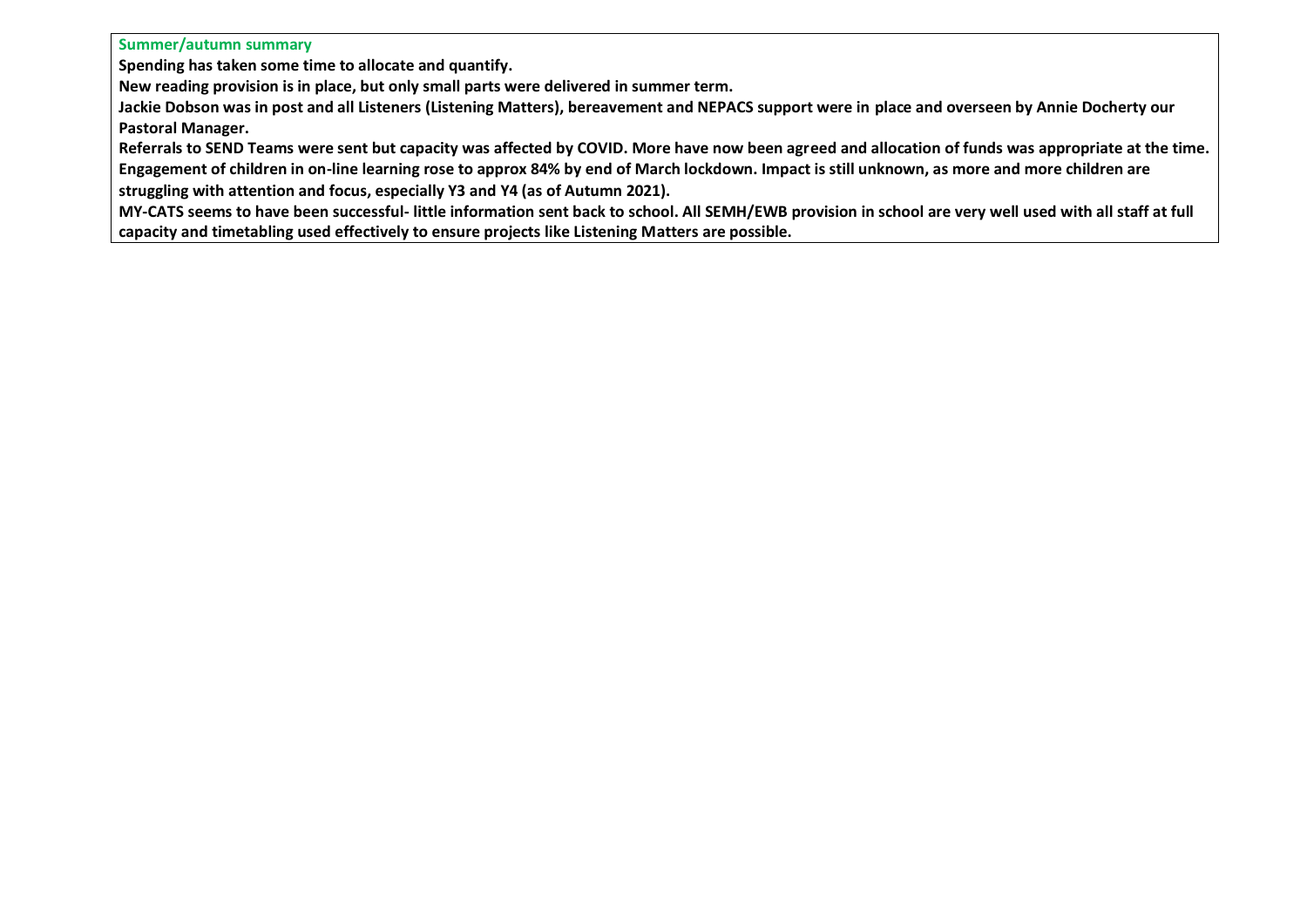**Summer/autumn summary**

**Spending has taken some time to allocate and quantify.**

**New reading provision is in place, but only small parts were delivered in summer term.**

**Jackie Dobson was in post and all Listeners (Listening Matters), bereavement and NEPACS support were in place and overseen by Annie Docherty our Pastoral Manager.**

**Referrals to SEND Teams were sent but capacity was affected by COVID. More have now been agreed and allocation of funds was appropriate at the time.**

**Engagement of children in on-line learning rose to approx 84% by end of March lockdown. Impact is still unknown, as more and more children are struggling with attention and focus, especially Y3 and Y4 (as of Autumn 2021).**

**MY-CATS seems to have been successful- little information sent back to school. All SEMH/EWB provision in school are very well used with all staff at full capacity and timetabling used effectively to ensure projects like Listening Matters are possible.**